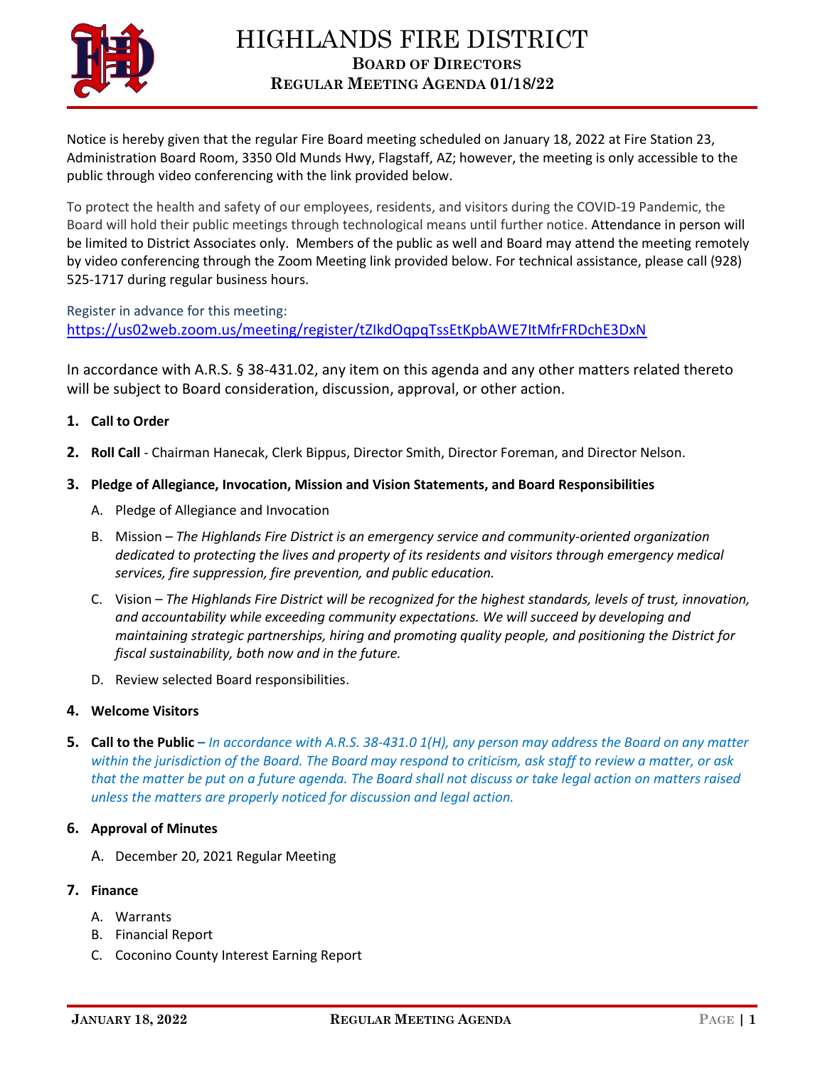# HIGHLANDS FIRE DISTRICT

## BOARD OF DIRECTORS

## REGULAR MEETING AGENDA 01/18/22

Notice is hereby given that the regular Fire Board meeting scheduled on January 18, 2022 at Fire Station 23, Administration Board Room, 3350 Old Munds Hwy, Flagstaff, AZ; however, the meeting is only accessible to the public through video conferencing with the link provided below.

To protect the health and safety of our employees, residents, and visitors during the COVID-19 Pandemic, the Board will hold their public meetings through technological means until further notice. Attendance in person will be limited to District Associates only. Members of the public as well and Board may attend the meeting remotely by video conferencing through the Zoom Meeting link provided below. For technical assistance, please call (928) 525-1717 during regular business hours.

Register in advance for this meeting:
https://us02web.zoom.us/meeting/register/tZIkdOqpqTssEtKpbAWE7ItMfrFRDchE3DxN

In accordance with A.R.S. § 38-431.02, any item on this agenda and any other matters related thereto will be subject to Board consideration, discussion, approval, or other action.

1. **Call to Order**
2. **Roll Call** - Chairman Hanecak, Clerk Bippus, Director Smith, Director Foreman, and Director Nelson.
3. **Pledge of Allegiance, Invocation, Mission and Vision Statements, and Board Responsibilities**
   - A. Pledge of Allegiance and Invocation
   - B. Mission – *The Highlands Fire District is an emergency service and community-oriented organization dedicated to protecting the lives and property of its residents and visitors through emergency medical services, fire suppression, fire prevention, and public education.*
   - C. Vision – *The Highlands Fire District will be recognized for the highest standards, levels of trust, innovation, and accountability while exceeding community expectations. We will succeed by developing and maintaining strategic partnerships, hiring and promoting quality people, and positioning the District for fiscal sustainability, both now and in the future.*
   - D. Review selected Board responsibilities.
4. **Welcome Visitors**
5. **Call to the Public** – *In accordance with A.R.S. 38-431.0 1(H), any person may address the Board on any matter within the jurisdiction of the Board. The Board may respond to criticism, ask staff to review a matter, or ask that the matter be put on a future agenda. The Board shall not discuss or take legal action on matters raised unless the matters are properly noticed for discussion and legal action.*
6. **Approval of Minutes**
   - A. December 20, 2021 Regular Meeting
7. **Finance**
   - A. Warrants
   - B. Financial Report
   - C. Coconino County Interest Earning Report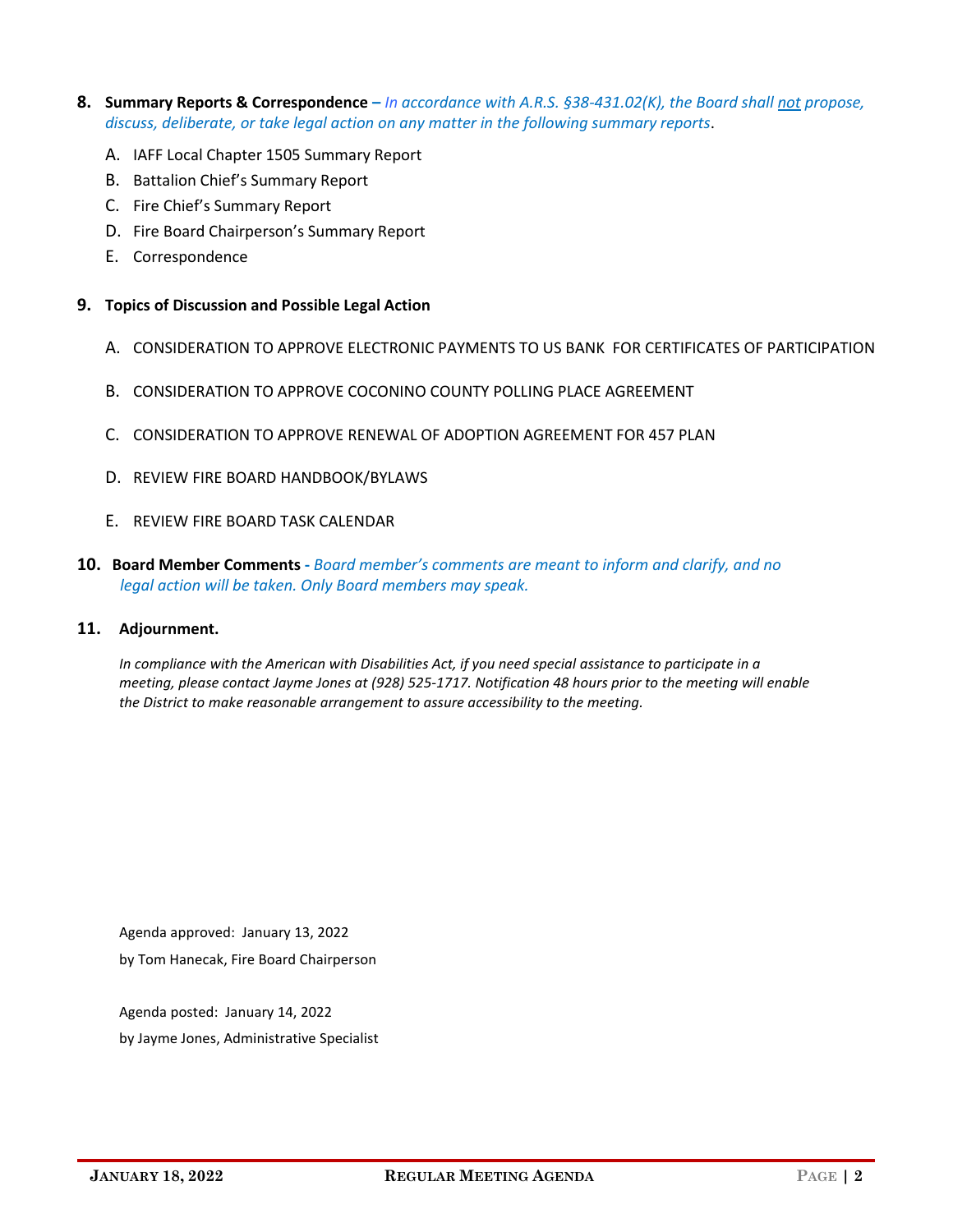8. **Summary Reports & Correspondence –** *In accordance with A.R.S. §38-431.02(K), the Board shall not propose, discuss, deliberate, or take legal action on any matter in the following summary reports*.

   A. IAFF Local Chapter 1505 Summary Report

   B. Battalion Chief's Summary Report

   C. Fire Chief's Summary Report

   D. Fire Board Chairperson's Summary Report

   E. Correspondence

9. **Topics of Discussion and Possible Legal Action**

   A. CONSIDERATION TO APPROVE ELECTRONIC PAYMENTS TO US BANK FOR CERTIFICATES OF PARTICIPATION

   B. CONSIDERATION TO APPROVE COCONINO COUNTY POLLING PLACE AGREEMENT

   C. CONSIDERATION TO APPROVE RENEWAL OF ADOPTION AGREEMENT FOR 457 PLAN

   D. REVIEW FIRE BOARD HANDBOOK/BYLAWS

   E. REVIEW FIRE BOARD TASK CALENDAR

10. **Board Member Comments -** *Board member's comments are meant to inform and clarify, and no legal action will be taken. Only Board members may speak.*

11. **Adjournment.**

*In compliance with the American with Disabilities Act, if you need special assistance to participate in a meeting, please contact Jayme Jones at (928) 525-1717. Notification 48 hours prior to the meeting will enable the District to make reasonable arrangement to assure accessibility to the meeting.*

Agenda approved: January 13, 2022

by Tom Hanecak, Fire Board Chairperson

Agenda posted: January 14, 2022

by Jayme Jones, Administrative Specialist